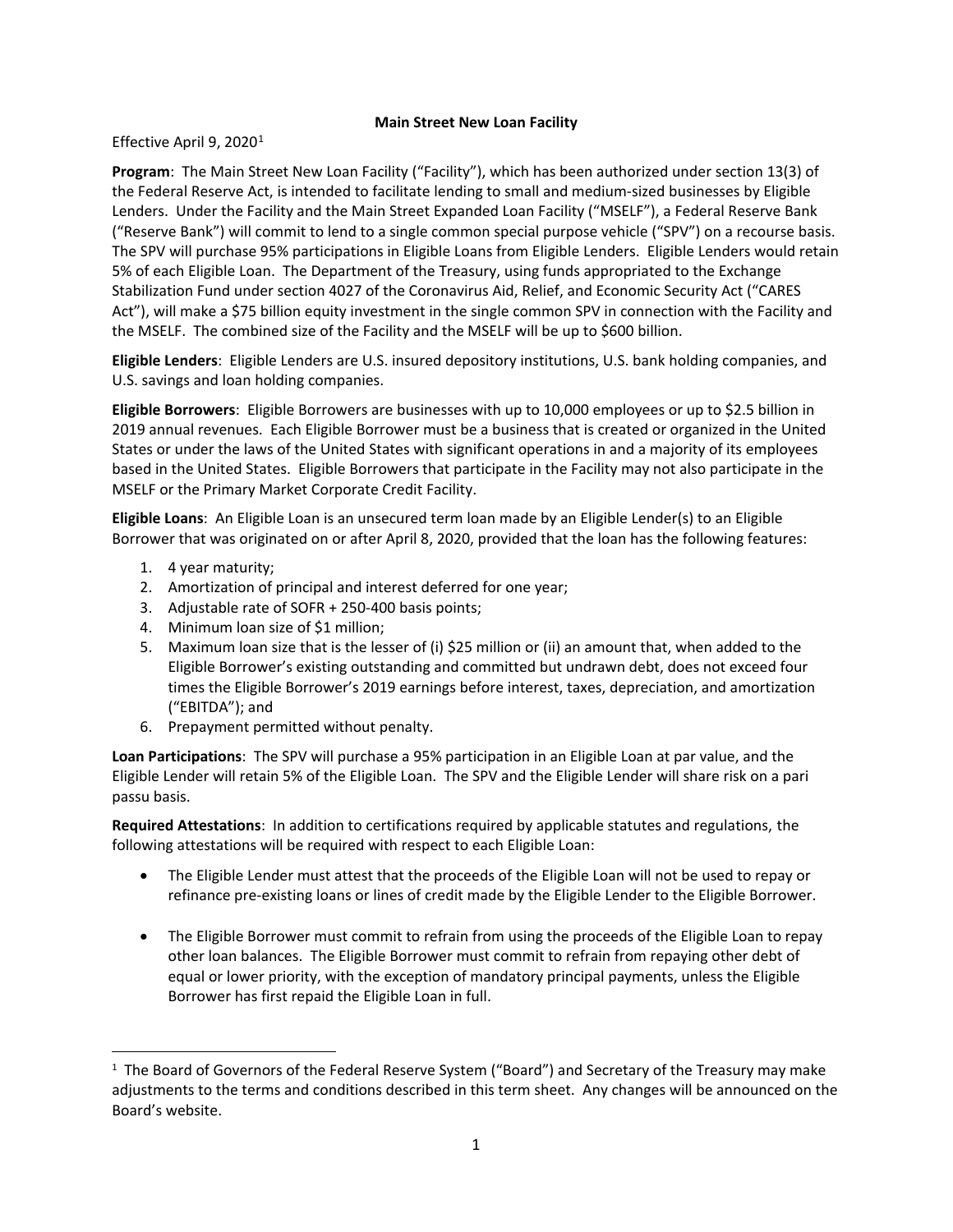# Main Street New Loan Facility

Effective April 9, 2020[1]

**Program**: The Main Street New Loan Facility ("Facility"), which has been authorized under section 13(3) of the Federal Reserve Act, is intended to facilitate lending to small and medium-sized businesses by Eligible Lenders. Under the Facility and the Main Street Expanded Loan Facility ("MSELF"), a Federal Reserve Bank ("Reserve Bank") will commit to lend to a single common special purpose vehicle ("SPV") on a recourse basis. The SPV will purchase 95% participations in Eligible Loans from Eligible Lenders. Eligible Lenders would retain 5% of each Eligible Loan. The Department of the Treasury, using funds appropriated to the Exchange Stabilization Fund under section 4027 of the Coronavirus Aid, Relief, and Economic Security Act ("CARES Act"), will make a $75 billion equity investment in the single common SPV in connection with the Facility and the MSELF. The combined size of the Facility and the MSELF will be up to $600 billion.

**Eligible Lenders**: Eligible Lenders are U.S. insured depository institutions, U.S. bank holding companies, and U.S. savings and loan holding companies.

**Eligible Borrowers**: Eligible Borrowers are businesses with up to 10,000 employees or up to $2.5 billion in 2019 annual revenues. Each Eligible Borrower must be a business that is created or organized in the United States or under the laws of the United States with significant operations in and a majority of its employees based in the United States. Eligible Borrowers that participate in the Facility may not also participate in the MSELF or the Primary Market Corporate Credit Facility.

**Eligible Loans**: An Eligible Loan is an unsecured term loan made by an Eligible Lender(s) to an Eligible Borrower that was originated on or after April 8, 2020, provided that the loan has the following features:

1. 4 year maturity;
2. Amortization of principal and interest deferred for one year;
3. Adjustable rate of SOFR + 250-400 basis points;
4. Minimum loan size of $1 million;
5. Maximum loan size that is the lesser of (i) $25 million or (ii) an amount that, when added to the Eligible Borrower's existing outstanding and committed but undrawn debt, does not exceed four times the Eligible Borrower's 2019 earnings before interest, taxes, depreciation, and amortization ("EBITDA"); and
6. Prepayment permitted without penalty.

**Loan Participations**: The SPV will purchase a 95% participation in an Eligible Loan at par value, and the Eligible Lender will retain 5% of the Eligible Loan. The SPV and the Eligible Lender will share risk on a pari passu basis.

**Required Attestations**: In addition to certifications required by applicable statutes and regulations, the following attestations will be required with respect to each Eligible Loan:

- The Eligible Lender must attest that the proceeds of the Eligible Loan will not be used to repay or refinance pre-existing loans or lines of credit made by the Eligible Lender to the Eligible Borrower.

- The Eligible Borrower must commit to refrain from using the proceeds of the Eligible Loan to repay other loan balances. The Eligible Borrower must commit to refrain from repaying other debt of equal or lower priority, with the exception of mandatory principal payments, unless the Eligible Borrower has first repaid the Eligible Loan in full.

[1] The Board of Governors of the Federal Reserve System ("Board") and Secretary of the Treasury may make adjustments to the terms and conditions described in this term sheet. Any changes will be announced on the Board's website.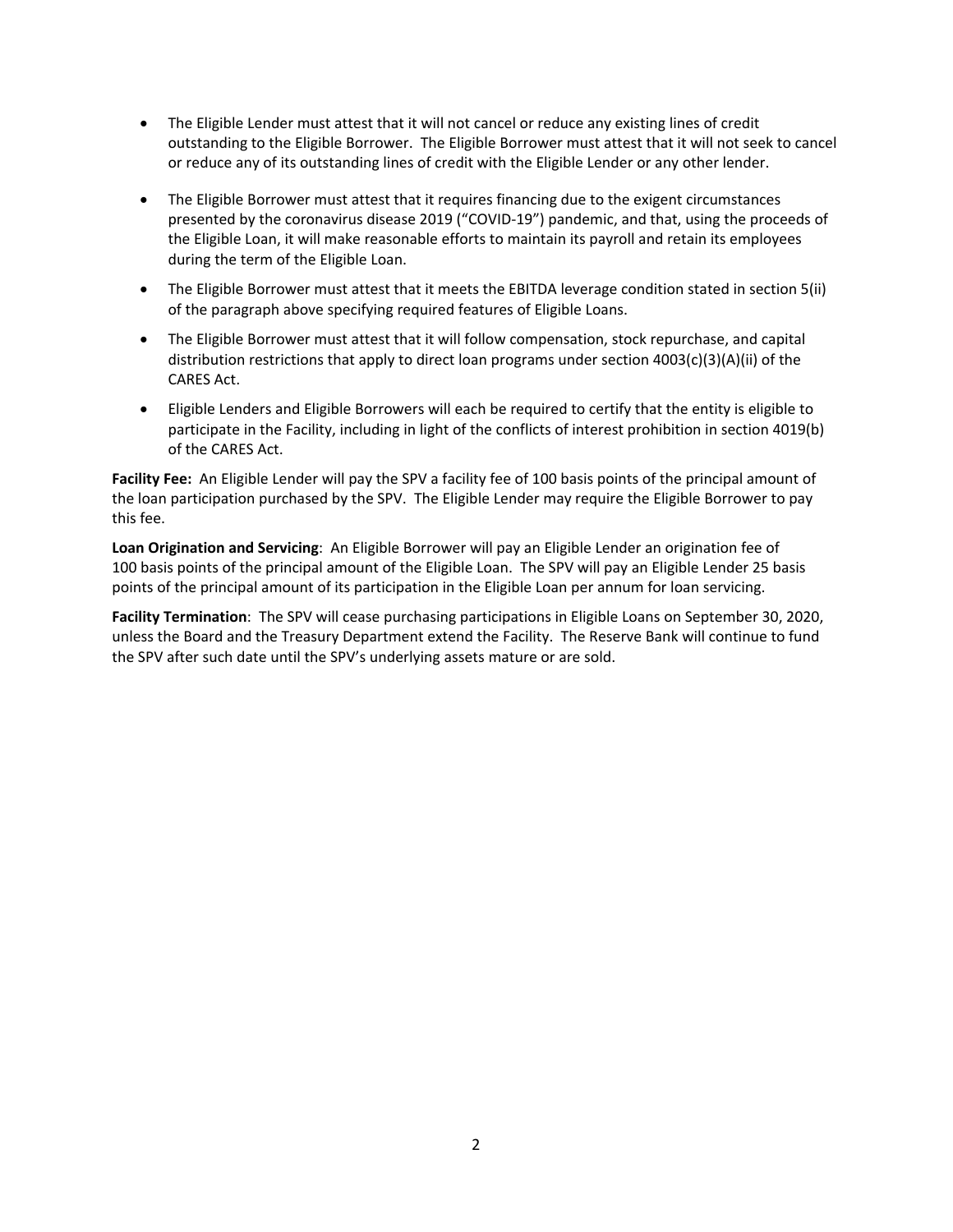- The Eligible Lender must attest that it will not cancel or reduce any existing lines of credit outstanding to the Eligible Borrower. The Eligible Borrower must attest that it will not seek to cancel or reduce any of its outstanding lines of credit with the Eligible Lender or any other lender.
- The Eligible Borrower must attest that it requires financing due to the exigent circumstances presented by the coronavirus disease 2019 ("COVID-19") pandemic, and that, using the proceeds of the Eligible Loan, it will make reasonable efforts to maintain its payroll and retain its employees during the term of the Eligible Loan.
- The Eligible Borrower must attest that it meets the EBITDA leverage condition stated in section 5(ii) of the paragraph above specifying required features of Eligible Loans.
- The Eligible Borrower must attest that it will follow compensation, stock repurchase, and capital distribution restrictions that apply to direct loan programs under section 4003(c)(3)(A)(ii) of the CARES Act.
- Eligible Lenders and Eligible Borrowers will each be required to certify that the entity is eligible to participate in the Facility, including in light of the conflicts of interest prohibition in section 4019(b) of the CARES Act.

**Facility Fee:** An Eligible Lender will pay the SPV a facility fee of 100 basis points of the principal amount of the loan participation purchased by the SPV. The Eligible Lender may require the Eligible Borrower to pay this fee.

**Loan Origination and Servicing**: An Eligible Borrower will pay an Eligible Lender an origination fee of 100 basis points of the principal amount of the Eligible Loan. The SPV will pay an Eligible Lender 25 basis points of the principal amount of its participation in the Eligible Loan per annum for loan servicing.

**Facility Termination**: The SPV will cease purchasing participations in Eligible Loans on September 30, 2020, unless the Board and the Treasury Department extend the Facility. The Reserve Bank will continue to fund the SPV after such date until the SPV's underlying assets mature or are sold.